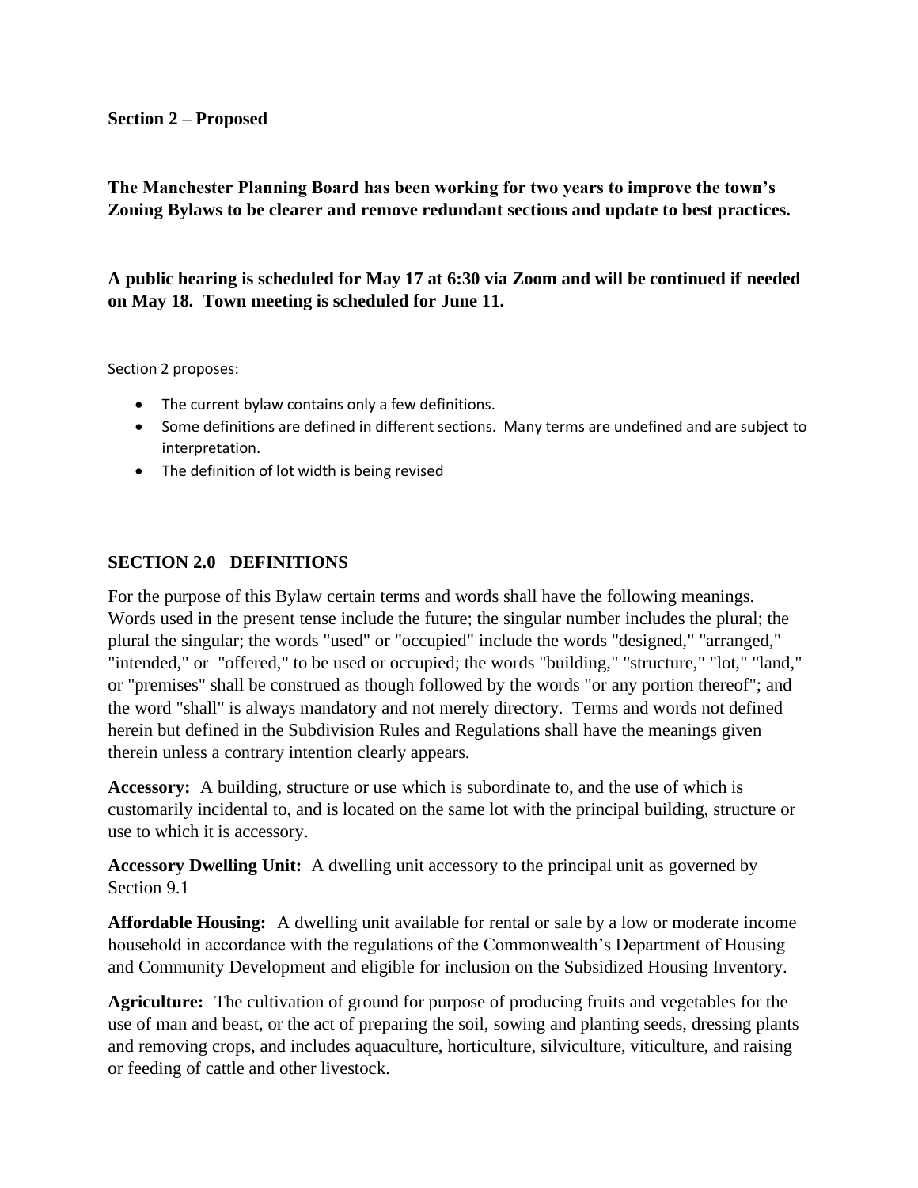**Section 2 – Proposed**

**The Manchester Planning Board has been working for two years to improve the town's Zoning Bylaws to be clearer and remove redundant sections and update to best practices.**

**A public hearing is scheduled for May 17 at 6:30 via Zoom and will be continued if needed on May 18. Town meeting is scheduled for June 11.**

Section 2 proposes:

- The current bylaw contains only a few definitions.
- Some definitions are defined in different sections. Many terms are undefined and are subject to interpretation.
- The definition of lot width is being revised

## SECTION 2.0 DEFINITIONS

For the purpose of this Bylaw certain terms and words shall have the following meanings. Words used in the present tense include the future; the singular number includes the plural; the plural the singular; the words "used" or "occupied" include the words "designed," "arranged," "intended," or "offered," to be used or occupied; the words "building," "structure," "lot," "land," or "premises" shall be construed as though followed by the words "or any portion thereof"; and the word "shall" is always mandatory and not merely directory. Terms and words not defined herein but defined in the Subdivision Rules and Regulations shall have the meanings given therein unless a contrary intention clearly appears.

**Accessory:** A building, structure or use which is subordinate to, and the use of which is customarily incidental to, and is located on the same lot with the principal building, structure or use to which it is accessory.

**Accessory Dwelling Unit:** A dwelling unit accessory to the principal unit as governed by Section 9.1

**Affordable Housing:** A dwelling unit available for rental or sale by a low or moderate income household in accordance with the regulations of the Commonwealth's Department of Housing and Community Development and eligible for inclusion on the Subsidized Housing Inventory.

**Agriculture:** The cultivation of ground for purpose of producing fruits and vegetables for the use of man and beast, or the act of preparing the soil, sowing and planting seeds, dressing plants and removing crops, and includes aquaculture, horticulture, silviculture, viticulture, and raising or feeding of cattle and other livestock.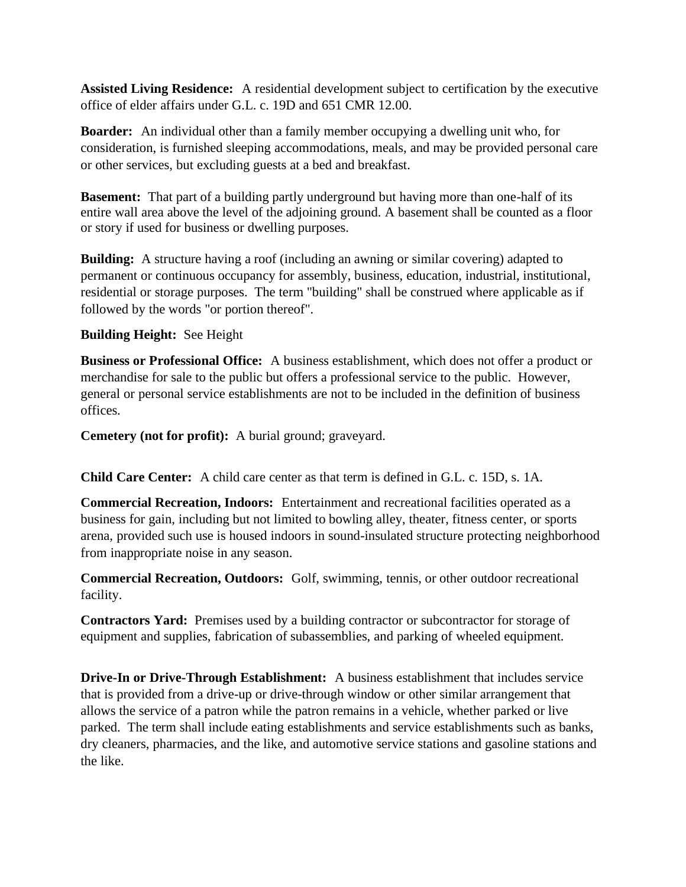**Assisted Living Residence:** A residential development subject to certification by the executive office of elder affairs under G.L. c. 19D and 651 CMR 12.00.

**Boarder:** An individual other than a family member occupying a dwelling unit who, for consideration, is furnished sleeping accommodations, meals, and may be provided personal care or other services, but excluding guests at a bed and breakfast.

**Basement:** That part of a building partly underground but having more than one-half of its entire wall area above the level of the adjoining ground. A basement shall be counted as a floor or story if used for business or dwelling purposes.

**Building:** A structure having a roof (including an awning or similar covering) adapted to permanent or continuous occupancy for assembly, business, education, industrial, institutional, residential or storage purposes. The term "building" shall be construed where applicable as if followed by the words "or portion thereof".

**Building Height:** See Height

**Business or Professional Office:** A business establishment, which does not offer a product or merchandise for sale to the public but offers a professional service to the public. However, general or personal service establishments are not to be included in the definition of business offices.

**Cemetery (not for profit):** A burial ground; graveyard.

**Child Care Center:** A child care center as that term is defined in G.L. c. 15D, s. 1A.

**Commercial Recreation, Indoors:** Entertainment and recreational facilities operated as a business for gain, including but not limited to bowling alley, theater, fitness center, or sports arena, provided such use is housed indoors in sound-insulated structure protecting neighborhood from inappropriate noise in any season.

**Commercial Recreation, Outdoors:** Golf, swimming, tennis, or other outdoor recreational facility.

**Contractors Yard:** Premises used by a building contractor or subcontractor for storage of equipment and supplies, fabrication of subassemblies, and parking of wheeled equipment.

**Drive-In or Drive-Through Establishment:** A business establishment that includes service that is provided from a drive-up or drive-through window or other similar arrangement that allows the service of a patron while the patron remains in a vehicle, whether parked or live parked. The term shall include eating establishments and service establishments such as banks, dry cleaners, pharmacies, and the like, and automotive service stations and gasoline stations and the like.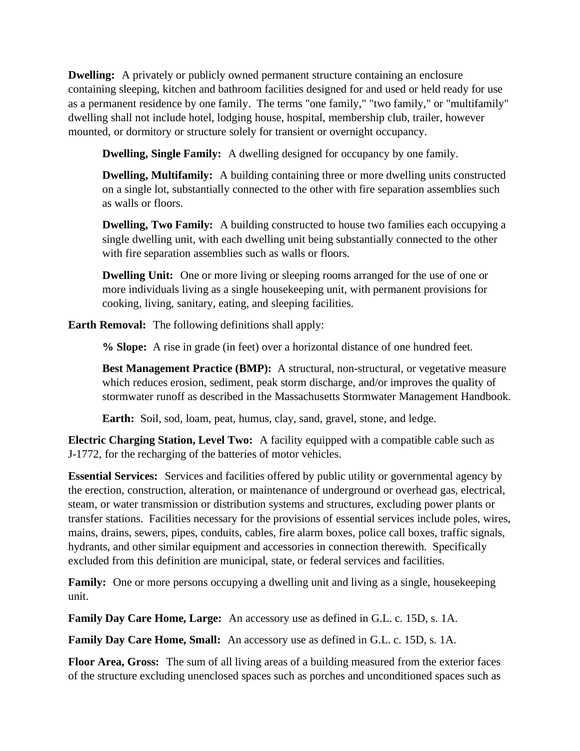**Dwelling:** A privately or publicly owned permanent structure containing an enclosure containing sleeping, kitchen and bathroom facilities designed for and used or held ready for use as a permanent residence by one family. The terms "one family," "two family," or "multifamily" dwelling shall not include hotel, lodging house, hospital, membership club, trailer, however mounted, or dormitory or structure solely for transient or overnight occupancy.

> **Dwelling, Single Family:** A dwelling designed for occupancy by one family.
>
> **Dwelling, Multifamily:** A building containing three or more dwelling units constructed on a single lot, substantially connected to the other with fire separation assemblies such as walls or floors.
>
> **Dwelling, Two Family:** A building constructed to house two families each occupying a single dwelling unit, with each dwelling unit being substantially connected to the other with fire separation assemblies such as walls or floors.
>
> **Dwelling Unit:** One or more living or sleeping rooms arranged for the use of one or more individuals living as a single housekeeping unit, with permanent provisions for cooking, living, sanitary, eating, and sleeping facilities.

**Earth Removal:** The following definitions shall apply:

> **% Slope:** A rise in grade (in feet) over a horizontal distance of one hundred feet.
>
> **Best Management Practice (BMP):** A structural, non-structural, or vegetative measure which reduces erosion, sediment, peak storm discharge, and/or improves the quality of stormwater runoff as described in the Massachusetts Stormwater Management Handbook.
>
> **Earth:** Soil, sod, loam, peat, humus, clay, sand, gravel, stone, and ledge.

**Electric Charging Station, Level Two:** A facility equipped with a compatible cable such as J-1772, for the recharging of the batteries of motor vehicles.

**Essential Services:** Services and facilities offered by public utility or governmental agency by the erection, construction, alteration, or maintenance of underground or overhead gas, electrical, steam, or water transmission or distribution systems and structures, excluding power plants or transfer stations. Facilities necessary for the provisions of essential services include poles, wires, mains, drains, sewers, pipes, conduits, cables, fire alarm boxes, police call boxes, traffic signals, hydrants, and other similar equipment and accessories in connection therewith. Specifically excluded from this definition are municipal, state, or federal services and facilities.

**Family:** One or more persons occupying a dwelling unit and living as a single, housekeeping unit.

**Family Day Care Home, Large:** An accessory use as defined in G.L. c. 15D, s. 1A.

**Family Day Care Home, Small:** An accessory use as defined in G.L. c. 15D, s. 1A.

**Floor Area, Gross:** The sum of all living areas of a building measured from the exterior faces of the structure excluding unenclosed spaces such as porches and unconditioned spaces such as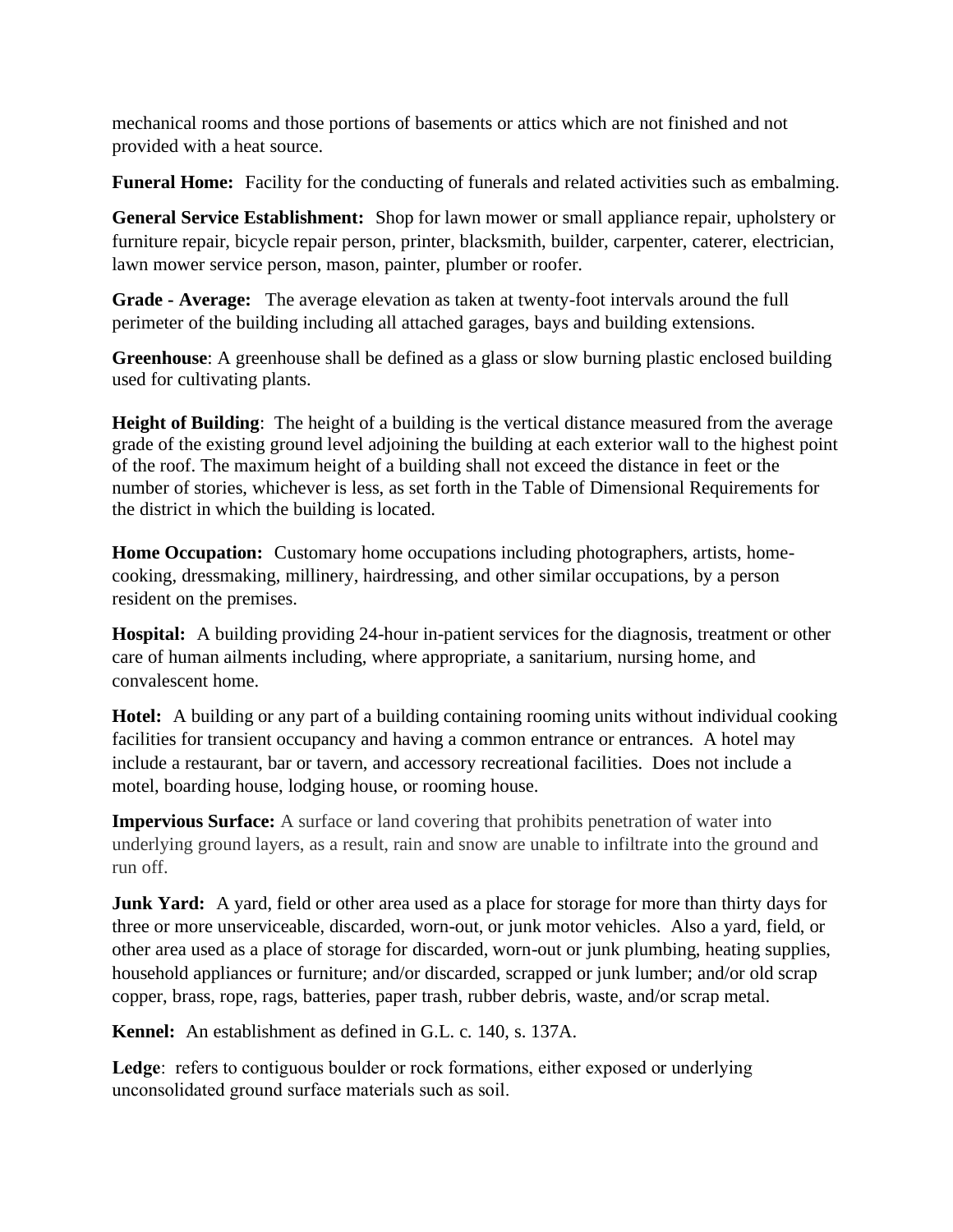mechanical rooms and those portions of basements or attics which are not finished and not provided with a heat source.

**Funeral Home:** Facility for the conducting of funerals and related activities such as embalming.

**General Service Establishment:** Shop for lawn mower or small appliance repair, upholstery or furniture repair, bicycle repair person, printer, blacksmith, builder, carpenter, caterer, electrician, lawn mower service person, mason, painter, plumber or roofer.

**Grade - Average:** The average elevation as taken at twenty-foot intervals around the full perimeter of the building including all attached garages, bays and building extensions.

**Greenhouse**: A greenhouse shall be defined as a glass or slow burning plastic enclosed building used for cultivating plants.

**Height of Building**: The height of a building is the vertical distance measured from the average grade of the existing ground level adjoining the building at each exterior wall to the highest point of the roof. The maximum height of a building shall not exceed the distance in feet or the number of stories, whichever is less, as set forth in the Table of Dimensional Requirements for the district in which the building is located.

**Home Occupation:** Customary home occupations including photographers, artists, home-cooking, dressmaking, millinery, hairdressing, and other similar occupations, by a person resident on the premises.

**Hospital:** A building providing 24-hour in-patient services for the diagnosis, treatment or other care of human ailments including, where appropriate, a sanitarium, nursing home, and convalescent home.

**Hotel:** A building or any part of a building containing rooming units without individual cooking facilities for transient occupancy and having a common entrance or entrances. A hotel may include a restaurant, bar or tavern, and accessory recreational facilities. Does not include a motel, boarding house, lodging house, or rooming house.

**Impervious Surface:** A surface or land covering that prohibits penetration of water into underlying ground layers, as a result, rain and snow are unable to infiltrate into the ground and run off.

**Junk Yard:** A yard, field or other area used as a place for storage for more than thirty days for three or more unserviceable, discarded, worn-out, or junk motor vehicles. Also a yard, field, or other area used as a place of storage for discarded, worn-out or junk plumbing, heating supplies, household appliances or furniture; and/or discarded, scrapped or junk lumber; and/or old scrap copper, brass, rope, rags, batteries, paper trash, rubber debris, waste, and/or scrap metal.

**Kennel:** An establishment as defined in G.L. c. 140, s. 137A.

**Ledge**: refers to contiguous boulder or rock formations, either exposed or underlying unconsolidated ground surface materials such as soil.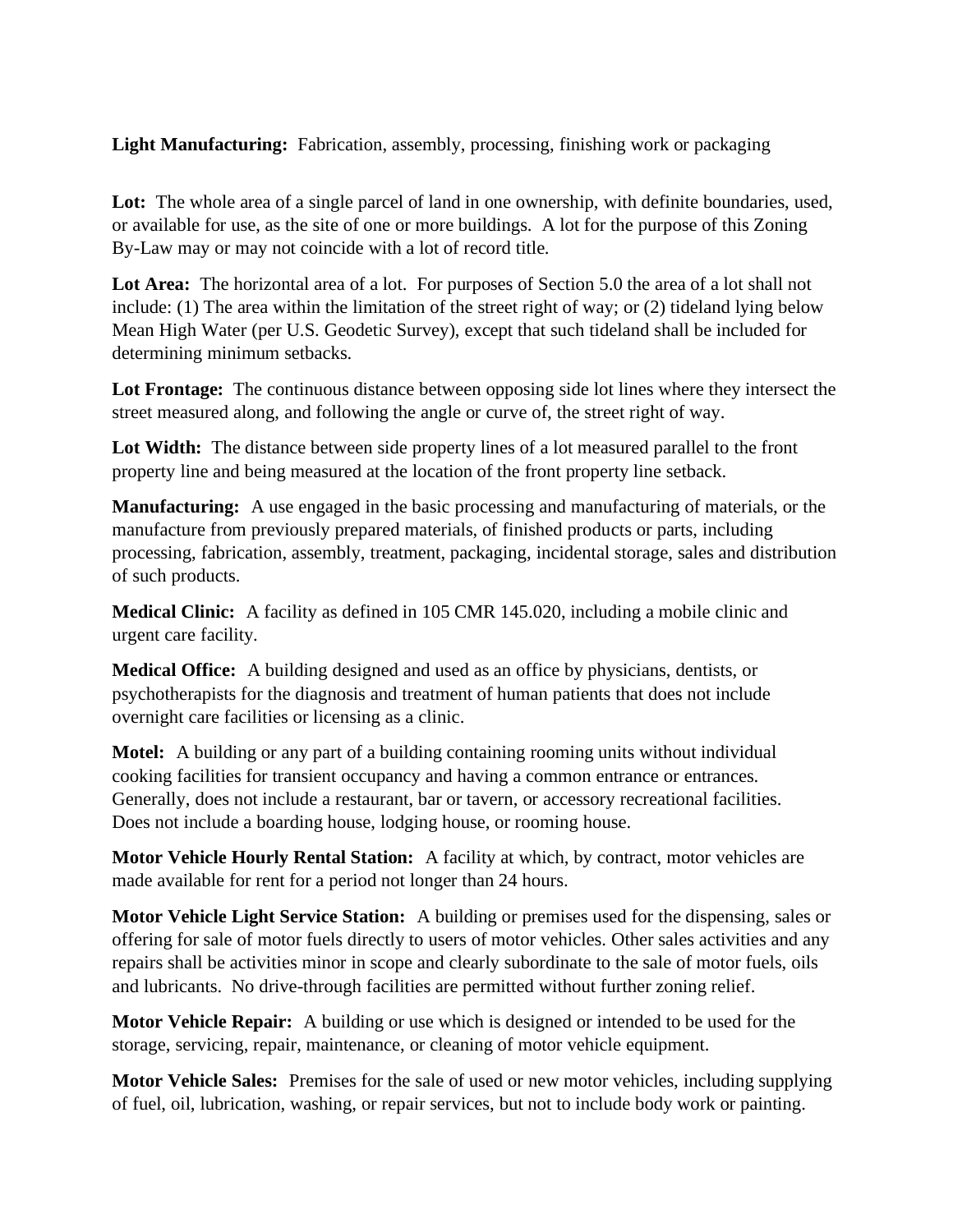**Light Manufacturing:** Fabrication, assembly, processing, finishing work or packaging

**Lot:** The whole area of a single parcel of land in one ownership, with definite boundaries, used, or available for use, as the site of one or more buildings. A lot for the purpose of this Zoning By-Law may or may not coincide with a lot of record title.

**Lot Area:** The horizontal area of a lot. For purposes of Section 5.0 the area of a lot shall not include: (1) The area within the limitation of the street right of way; or (2) tideland lying below Mean High Water (per U.S. Geodetic Survey), except that such tideland shall be included for determining minimum setbacks.

**Lot Frontage:** The continuous distance between opposing side lot lines where they intersect the street measured along, and following the angle or curve of, the street right of way.

**Lot Width:** The distance between side property lines of a lot measured parallel to the front property line and being measured at the location of the front property line setback.

**Manufacturing:** A use engaged in the basic processing and manufacturing of materials, or the manufacture from previously prepared materials, of finished products or parts, including processing, fabrication, assembly, treatment, packaging, incidental storage, sales and distribution of such products.

**Medical Clinic:** A facility as defined in 105 CMR 145.020, including a mobile clinic and urgent care facility.

**Medical Office:** A building designed and used as an office by physicians, dentists, or psychotherapists for the diagnosis and treatment of human patients that does not include overnight care facilities or licensing as a clinic.

**Motel:** A building or any part of a building containing rooming units without individual cooking facilities for transient occupancy and having a common entrance or entrances. Generally, does not include a restaurant, bar or tavern, or accessory recreational facilities. Does not include a boarding house, lodging house, or rooming house.

**Motor Vehicle Hourly Rental Station:** A facility at which, by contract, motor vehicles are made available for rent for a period not longer than 24 hours.

**Motor Vehicle Light Service Station:** A building or premises used for the dispensing, sales or offering for sale of motor fuels directly to users of motor vehicles. Other sales activities and any repairs shall be activities minor in scope and clearly subordinate to the sale of motor fuels, oils and lubricants. No drive-through facilities are permitted without further zoning relief.

**Motor Vehicle Repair:** A building or use which is designed or intended to be used for the storage, servicing, repair, maintenance, or cleaning of motor vehicle equipment.

**Motor Vehicle Sales:** Premises for the sale of used or new motor vehicles, including supplying of fuel, oil, lubrication, washing, or repair services, but not to include body work or painting.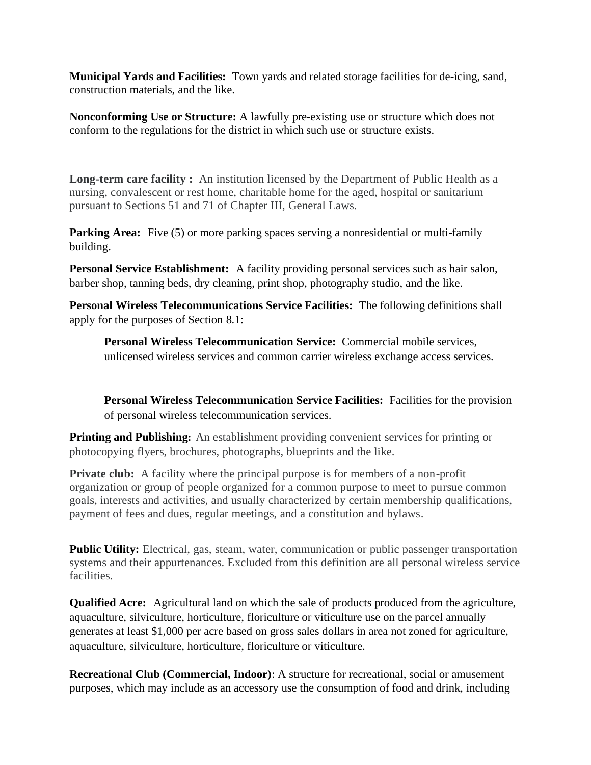**Municipal Yards and Facilities:** Town yards and related storage facilities for de-icing, sand, construction materials, and the like.

**Nonconforming Use or Structure:** A lawfully pre-existing use or structure which does not conform to the regulations for the district in which such use or structure exists.

**Long-term care facility :** An institution licensed by the Department of Public Health as a nursing, convalescent or rest home, charitable home for the aged, hospital or sanitarium pursuant to Sections 51 and 71 of Chapter III, General Laws.

**Parking Area:** Five (5) or more parking spaces serving a nonresidential or multi-family building.

**Personal Service Establishment:** A facility providing personal services such as hair salon, barber shop, tanning beds, dry cleaning, print shop, photography studio, and the like.

**Personal Wireless Telecommunications Service Facilities:** The following definitions shall apply for the purposes of Section 8.1:

> **Personal Wireless Telecommunication Service:** Commercial mobile services, unlicensed wireless services and common carrier wireless exchange access services.
>
> **Personal Wireless Telecommunication Service Facilities:** Facilities for the provision of personal wireless telecommunication services.

**Printing and Publishing:** An establishment providing convenient services for printing or photocopying flyers, brochures, photographs, blueprints and the like.

**Private club:** A facility where the principal purpose is for members of a non-profit organization or group of people organized for a common purpose to meet to pursue common goals, interests and activities, and usually characterized by certain membership qualifications, payment of fees and dues, regular meetings, and a constitution and bylaws.

**Public Utility:** Electrical, gas, steam, water, communication or public passenger transportation systems and their appurtenances. Excluded from this definition are all personal wireless service facilities.

**Qualified Acre:** Agricultural land on which the sale of products produced from the agriculture, aquaculture, silviculture, horticulture, floriculture or viticulture use on the parcel annually generates at least $1,000 per acre based on gross sales dollars in area not zoned for agriculture, aquaculture, silviculture, horticulture, floriculture or viticulture.

**Recreational Club (Commercial, Indoor)**: A structure for recreational, social or amusement purposes, which may include as an accessory use the consumption of food and drink, including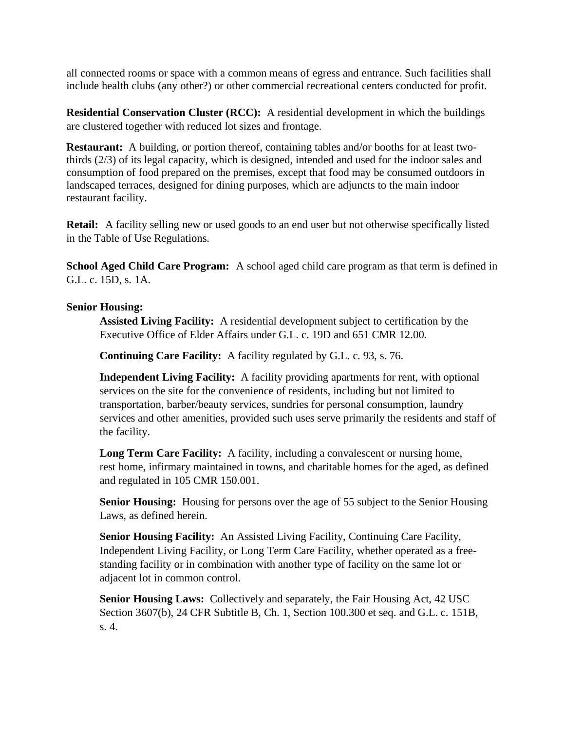all connected rooms or space with a common means of egress and entrance. Such facilities shall include health clubs (any other?) or other commercial recreational centers conducted for profit.

**Residential Conservation Cluster (RCC):** A residential development in which the buildings are clustered together with reduced lot sizes and frontage.

**Restaurant:** A building, or portion thereof, containing tables and/or booths for at least two-thirds (2/3) of its legal capacity, which is designed, intended and used for the indoor sales and consumption of food prepared on the premises, except that food may be consumed outdoors in landscaped terraces, designed for dining purposes, which are adjuncts to the main indoor restaurant facility.

**Retail:** A facility selling new or used goods to an end user but not otherwise specifically listed in the Table of Use Regulations.

**School Aged Child Care Program:** A school aged child care program as that term is defined in G.L. c. 15D, s. 1A.

**Senior Housing:**

> **Assisted Living Facility:** A residential development subject to certification by the Executive Office of Elder Affairs under G.L. c. 19D and 651 CMR 12.00.
>
> **Continuing Care Facility:** A facility regulated by G.L. c. 93, s. 76.
>
> **Independent Living Facility:** A facility providing apartments for rent, with optional services on the site for the convenience of residents, including but not limited to transportation, barber/beauty services, sundries for personal consumption, laundry services and other amenities, provided such uses serve primarily the residents and staff of the facility.
>
> **Long Term Care Facility:** A facility, including a convalescent or nursing home, rest home, infirmary maintained in towns, and charitable homes for the aged, as defined and regulated in 105 CMR 150.001.
>
> **Senior Housing:** Housing for persons over the age of 55 subject to the Senior Housing Laws, as defined herein.
>
> **Senior Housing Facility:** An Assisted Living Facility, Continuing Care Facility, Independent Living Facility, or Long Term Care Facility, whether operated as a free-standing facility or in combination with another type of facility on the same lot or adjacent lot in common control.
>
> **Senior Housing Laws:** Collectively and separately, the Fair Housing Act, 42 USC Section 3607(b), 24 CFR Subtitle B, Ch. 1, Section 100.300 et seq. and G.L. c. 151B, s. 4.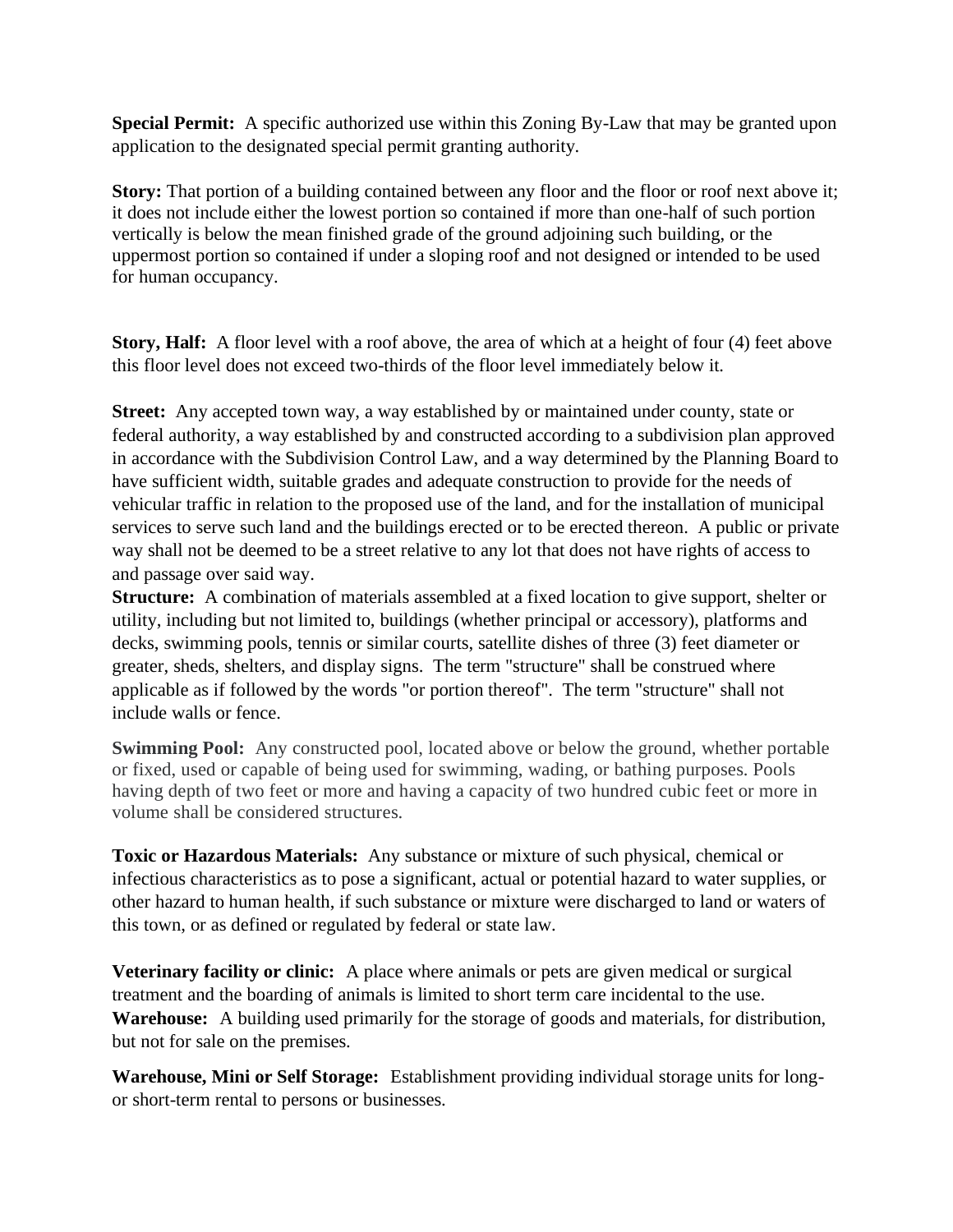**Special Permit:** A specific authorized use within this Zoning By-Law that may be granted upon application to the designated special permit granting authority.

**Story:** That portion of a building contained between any floor and the floor or roof next above it; it does not include either the lowest portion so contained if more than one-half of such portion vertically is below the mean finished grade of the ground adjoining such building, or the uppermost portion so contained if under a sloping roof and not designed or intended to be used for human occupancy.

**Story, Half:** A floor level with a roof above, the area of which at a height of four (4) feet above this floor level does not exceed two-thirds of the floor level immediately below it.

**Street:** Any accepted town way, a way established by or maintained under county, state or federal authority, a way established by and constructed according to a subdivision plan approved in accordance with the Subdivision Control Law, and a way determined by the Planning Board to have sufficient width, suitable grades and adequate construction to provide for the needs of vehicular traffic in relation to the proposed use of the land, and for the installation of municipal services to serve such land and the buildings erected or to be erected thereon. A public or private way shall not be deemed to be a street relative to any lot that does not have rights of access to and passage over said way.

**Structure:** A combination of materials assembled at a fixed location to give support, shelter or utility, including but not limited to, buildings (whether principal or accessory), platforms and decks, swimming pools, tennis or similar courts, satellite dishes of three (3) feet diameter or greater, sheds, shelters, and display signs. The term "structure" shall be construed where applicable as if followed by the words "or portion thereof". The term "structure" shall not include walls or fence.

**Swimming Pool:** Any constructed pool, located above or below the ground, whether portable or fixed, used or capable of being used for swimming, wading, or bathing purposes. Pools having depth of two feet or more and having a capacity of two hundred cubic feet or more in volume shall be considered structures.

**Toxic or Hazardous Materials:** Any substance or mixture of such physical, chemical or infectious characteristics as to pose a significant, actual or potential hazard to water supplies, or other hazard to human health, if such substance or mixture were discharged to land or waters of this town, or as defined or regulated by federal or state law.

**Veterinary facility or clinic:** A place where animals or pets are given medical or surgical treatment and the boarding of animals is limited to short term care incidental to the use.

**Warehouse:** A building used primarily for the storage of goods and materials, for distribution, but not for sale on the premises.

**Warehouse, Mini or Self Storage:** Establishment providing individual storage units for long- or short-term rental to persons or businesses.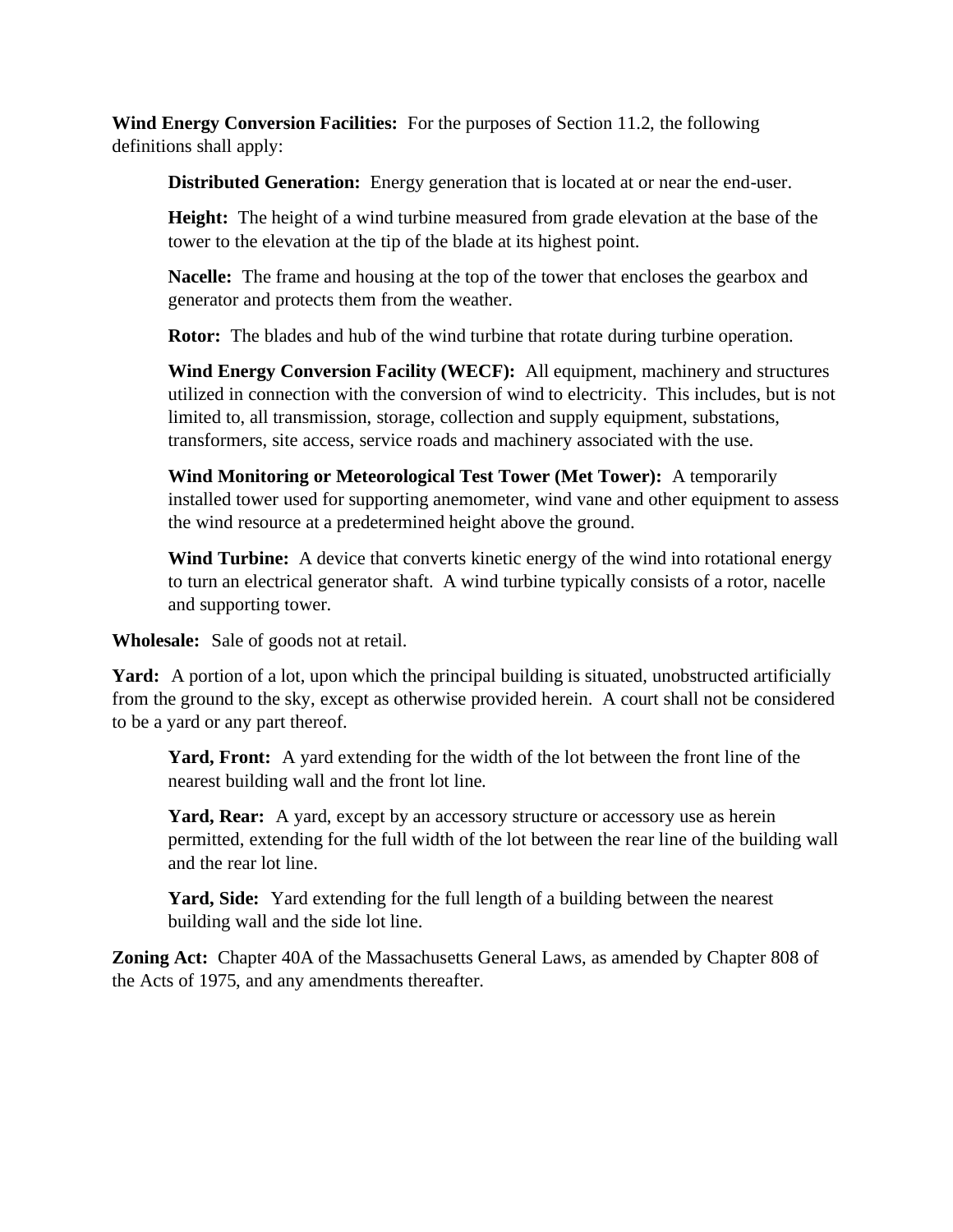**Wind Energy Conversion Facilities:** For the purposes of Section 11.2, the following definitions shall apply:

> **Distributed Generation:** Energy generation that is located at or near the end-user.
>
> **Height:** The height of a wind turbine measured from grade elevation at the base of the tower to the elevation at the tip of the blade at its highest point.
>
> **Nacelle:** The frame and housing at the top of the tower that encloses the gearbox and generator and protects them from the weather.
>
> **Rotor:** The blades and hub of the wind turbine that rotate during turbine operation.
>
> **Wind Energy Conversion Facility (WECF):** All equipment, machinery and structures utilized in connection with the conversion of wind to electricity. This includes, but is not limited to, all transmission, storage, collection and supply equipment, substations, transformers, site access, service roads and machinery associated with the use.
>
> **Wind Monitoring or Meteorological Test Tower (Met Tower):** A temporarily installed tower used for supporting anemometer, wind vane and other equipment to assess the wind resource at a predetermined height above the ground.
>
> **Wind Turbine:** A device that converts kinetic energy of the wind into rotational energy to turn an electrical generator shaft. A wind turbine typically consists of a rotor, nacelle and supporting tower.

**Wholesale:** Sale of goods not at retail.

**Yard:** A portion of a lot, upon which the principal building is situated, unobstructed artificially from the ground to the sky, except as otherwise provided herein. A court shall not be considered to be a yard or any part thereof.

> **Yard, Front:** A yard extending for the width of the lot between the front line of the nearest building wall and the front lot line.
>
> **Yard, Rear:** A yard, except by an accessory structure or accessory use as herein permitted, extending for the full width of the lot between the rear line of the building wall and the rear lot line.
>
> **Yard, Side:** Yard extending for the full length of a building between the nearest building wall and the side lot line.

**Zoning Act:** Chapter 40A of the Massachusetts General Laws, as amended by Chapter 808 of the Acts of 1975, and any amendments thereafter.